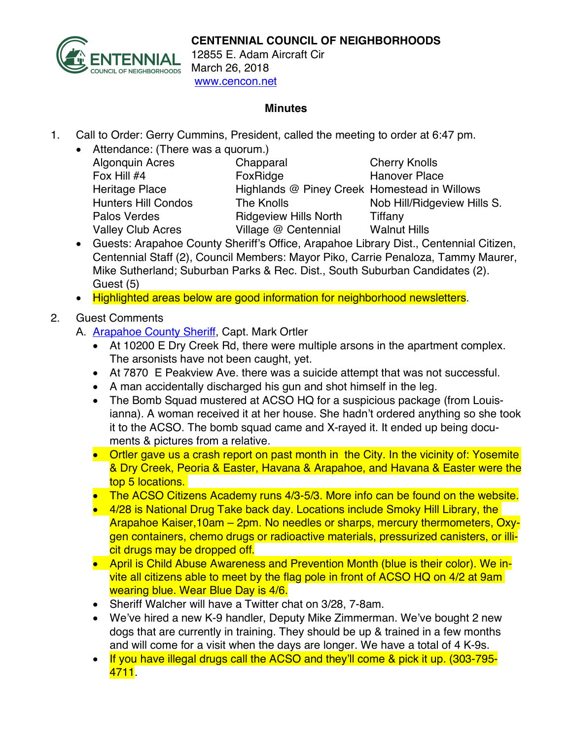**CENTENNIAL COUNCIL OF NEIGHBORHOODS**
12855 E. Adam Aircraft Cir
March 26, 2018
www.cencon.net

## Minutes

1. Call to Order: Gerry Cummins, President, called the meeting to order at 6:47 pm.
   - Attendance: (There was a quorum.)

     | | | |
     |---|---|---|
     | Algonquin Acres | Chapparal | Cherry Knolls |
     | Fox Hill #4 | FoxRidge | Hanover Place |
     | Heritage Place | Highlands @ Piney Creek | Homestead in Willows |
     | Hunters Hill Condos | The Knolls | Nob Hill/Ridgeview Hills S. |
     | Palos Verdes | Ridgeview Hills North | Tiffany |
     | Valley Club Acres | Village @ Centennial | Walnut Hills |

   - Guests: Arapahoe County Sheriff's Office, Arapahoe Library Dist., Centennial Citizen, Centennial Staff (2), Council Members: Mayor Piko, Carrie Penaloza, Tammy Maurer, Mike Sutherland; Suburban Parks & Rec. Dist., South Suburban Candidates (2). Guest (5)
   - Highlighted areas below are good information for neighborhood newsletters.

2. Guest Comments
   A. Arapahoe County Sheriff, Capt. Mark Ortler
   - At 10200 E Dry Creek Rd, there were multiple arsons in the apartment complex. The arsonists have not been caught, yet.
   - At 7870 E Peakview Ave. there was a suicide attempt that was not successful.
   - A man accidentally discharged his gun and shot himself in the leg.
   - The Bomb Squad mustered at ACSO HQ for a suspicious package (from Louisianna). A woman received it at her house. She hadn't ordered anything so she took it to the ACSO. The bomb squad came and X-rayed it. It ended up being documents & pictures from a relative.
   - Ortler gave us a crash report on past month in the City. In the vicinity of: Yosemite & Dry Creek, Peoria & Easter, Havana & Arapahoe, and Havana & Easter were the top 5 locations.
   - The ACSO Citizens Academy runs 4/3-5/3. More info can be found on the website.
   - 4/28 is National Drug Take back day. Locations include Smoky Hill Library, the Arapahoe Kaiser,10am – 2pm. No needles or sharps, mercury thermometers, Oxygen containers, chemo drugs or radioactive materials, pressurized canisters, or illicit drugs may be dropped off.
   - April is Child Abuse Awareness and Prevention Month (blue is their color). We invite all citizens able to meet by the flag pole in front of ACSO HQ on 4/2 at 9am wearing blue. Wear Blue Day is 4/6.
   - Sheriff Walcher will have a Twitter chat on 3/28, 7-8am.
   - We've hired a new K-9 handler, Deputy Mike Zimmerman. We've bought 2 new dogs that are currently in training. They should be up & trained in a few months and will come for a visit when the days are longer. We have a total of 4 K-9s.
   - If you have illegal drugs call the ACSO and they'll come & pick it up. (303-795-4711.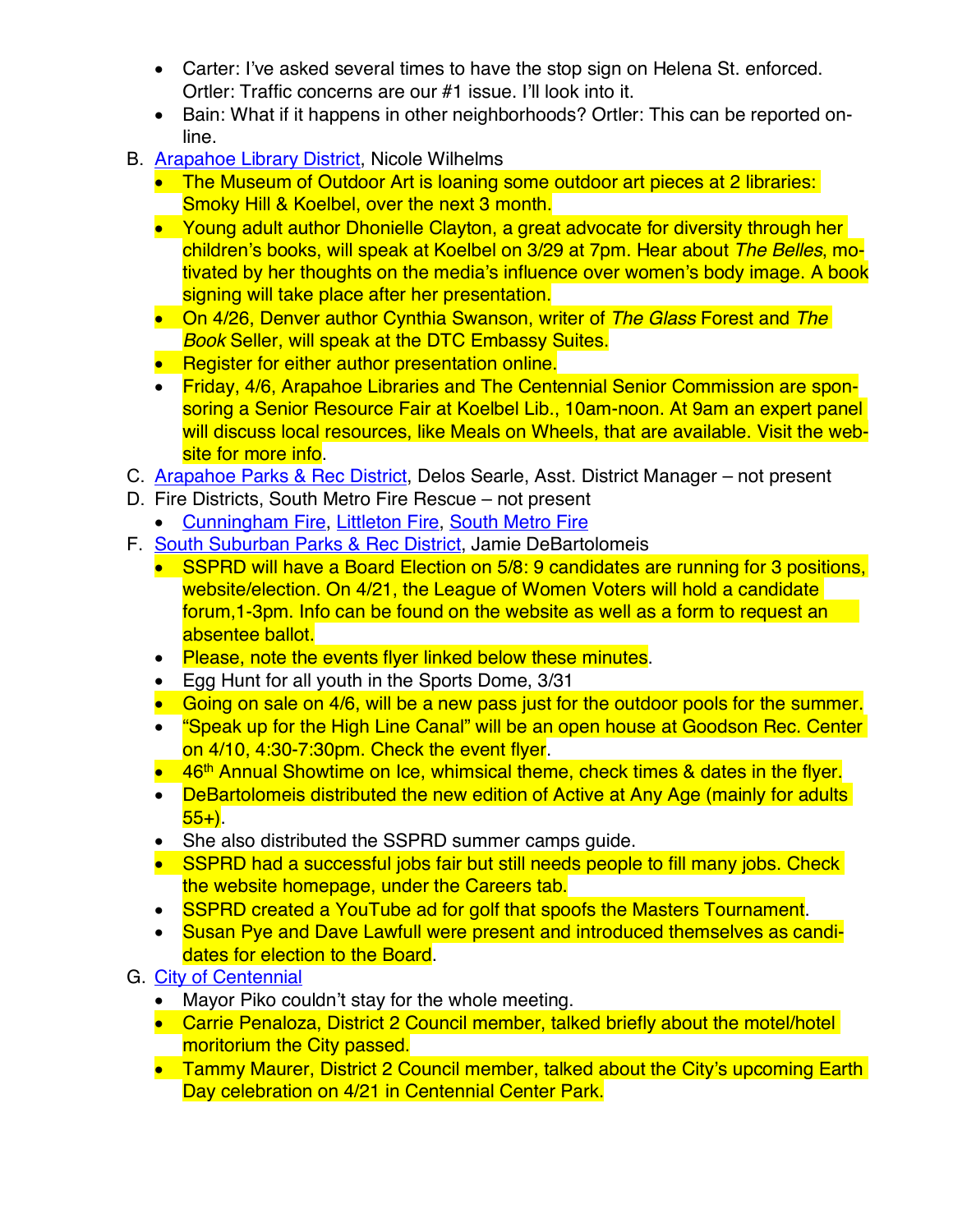- Carter: I've asked several times to have the stop sign on Helena St. enforced. Ortler: Traffic concerns are our #1 issue. I'll look into it.
- Bain: What if it happens in other neighborhoods? Ortler: This can be reported on-line.

B. [Arapahoe Library District](), Nicole Wilhelms
   - The Museum of Outdoor Art is loaning some outdoor art pieces at 2 libraries: Smoky Hill & Koelbel, over the next 3 month.
   - Young adult author Dhonielle Clayton, a great advocate for diversity through her children's books, will speak at Koelbel on 3/29 at 7pm. Hear about *The Belles*, motivated by her thoughts on the media's influence over women's body image. A book signing will take place after her presentation.
   - On 4/26, Denver author Cynthia Swanson, writer of *The Glass* Forest and *The Book* Seller, will speak at the DTC Embassy Suites.
   - Register for either author presentation online.
   - Friday, 4/6, Arapahoe Libraries and The Centennial Senior Commission are sponsoring a Senior Resource Fair at Koelbel Lib., 10am-noon. At 9am an expert panel will discuss local resources, like Meals on Wheels, that are available. Visit the website for more info.

C. [Arapahoe Parks & Rec District](), Delos Searle, Asst. District Manager – not present

D. Fire Districts, South Metro Fire Rescue – not present
   - [Cunningham Fire](), [Littleton Fire](), [South Metro Fire]()

F. [South Suburban Parks & Rec District](), Jamie DeBartolomeis
   - SSPRD will have a Board Election on 5/8: 9 candidates are running for 3 positions, website/election. On 4/21, the League of Women Voters will hold a candidate forum,1-3pm. Info can be found on the website as well as a form to request an absentee ballot.
   - Please, note the events flyer linked below these minutes.
   - Egg Hunt for all youth in the Sports Dome, 3/31
   - Going on sale on 4/6, will be a new pass just for the outdoor pools for the summer.
   - "Speak up for the High Line Canal" will be an open house at Goodson Rec. Center on 4/10, 4:30-7:30pm. Check the event flyer.
   - 46th Annual Showtime on Ice, whimsical theme, check times & dates in the flyer.
   - DeBartolomeis distributed the new edition of Active at Any Age (mainly for adults 55+).
   - She also distributed the SSPRD summer camps guide.
   - SSPRD had a successful jobs fair but still needs people to fill many jobs. Check the website homepage, under the Careers tab.
   - SSPRD created a YouTube ad for golf that spoofs the Masters Tournament.
   - Susan Pye and Dave Lawfull were present and introduced themselves as candidates for election to the Board.

G. [City of Centennial]()
   - Mayor Piko couldn't stay for the whole meeting.
   - Carrie Penaloza, District 2 Council member, talked briefly about the motel/hotel moritorium the City passed.
   - Tammy Maurer, District 2 Council member, talked about the City's upcoming Earth Day celebration on 4/21 in Centennial Center Park.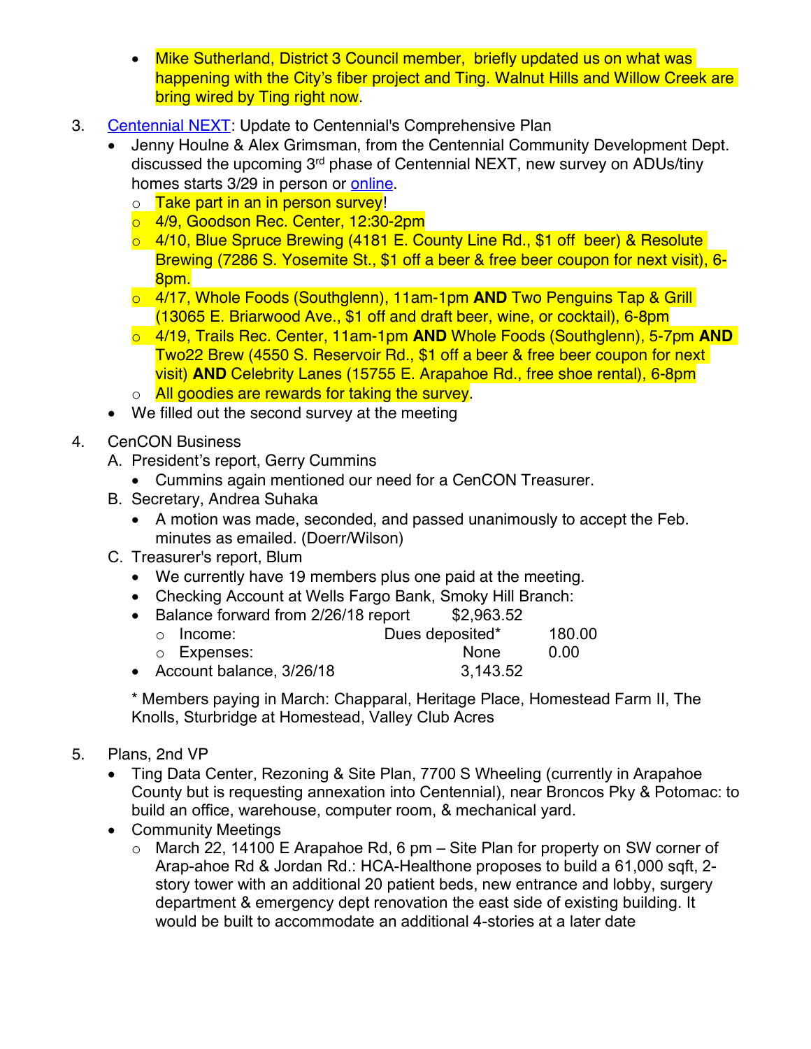- Mike Sutherland, District 3 Council member, briefly updated us on what was happening with the City's fiber project and Ting. Walnut Hills and Willow Creek are bring wired by Ting right now.

3. Centennial NEXT: Update to Centennial's Comprehensive Plan
   - Jenny Houlne & Alex Grimsman, from the Centennial Community Development Dept. discussed the upcoming 3rd phase of Centennial NEXT, new survey on ADUs/tiny homes starts 3/29 in person or online.
     - Take part in an in person survey!
     - 4/9, Goodson Rec. Center, 12:30-2pm
     - 4/10, Blue Spruce Brewing (4181 E. County Line Rd., $1 off beer) & Resolute Brewing (7286 S. Yosemite St., $1 off a beer & free beer coupon for next visit), 6-8pm.
     - 4/17, Whole Foods (Southglenn), 11am-1pm **AND** Two Penguins Tap & Grill (13065 E. Briarwood Ave., $1 off and draft beer, wine, or cocktail), 6-8pm
     - 4/19, Trails Rec. Center, 11am-1pm **AND** Whole Foods (Southglenn), 5-7pm **AND** Two22 Brew (4550 S. Reservoir Rd., $1 off a beer & free beer coupon for next visit) **AND** Celebrity Lanes (15755 E. Arapahoe Rd., free shoe rental), 6-8pm
     - All goodies are rewards for taking the survey.
   - We filled out the second survey at the meeting

4. CenCON Business
   A. President's report, Gerry Cummins
      - Cummins again mentioned our need for a CenCON Treasurer.

   B. Secretary, Andrea Suhaka
      - A motion was made, seconded, and passed unanimously to accept the Feb. minutes as emailed. (Doerr/Wilson)

   C. Treasurer's report, Blum
      - We currently have 19 members plus one paid at the meeting.
      - Checking Account at Wells Fargo Bank, Smoky Hill Branch:
      - Balance forward from 2/26/18 report $2,963.52
        - Income: Dues deposited* 180.00
        - Expenses: None 0.00
      - Account balance, 3/26/18 3,143.52

      \* Members paying in March: Chapparal, Heritage Place, Homestead Farm II, The Knolls, Sturbridge at Homestead, Valley Club Acres

5. Plans, 2nd VP
   - Ting Data Center, Rezoning & Site Plan, 7700 S Wheeling (currently in Arapahoe County but is requesting annexation into Centennial), near Broncos Pky & Potomac: to build an office, warehouse, computer room, & mechanical yard.
   - Community Meetings
     - March 22, 14100 E Arapahoe Rd, 6 pm – Site Plan for property on SW corner of Arap-ahoe Rd & Jordan Rd.: HCA-Healthone proposes to build a 61,000 sqft, 2-story tower with an additional 20 patient beds, new entrance and lobby, surgery department & emergency dept renovation the east side of existing building. It would be built to accommodate an additional 4-stories at a later date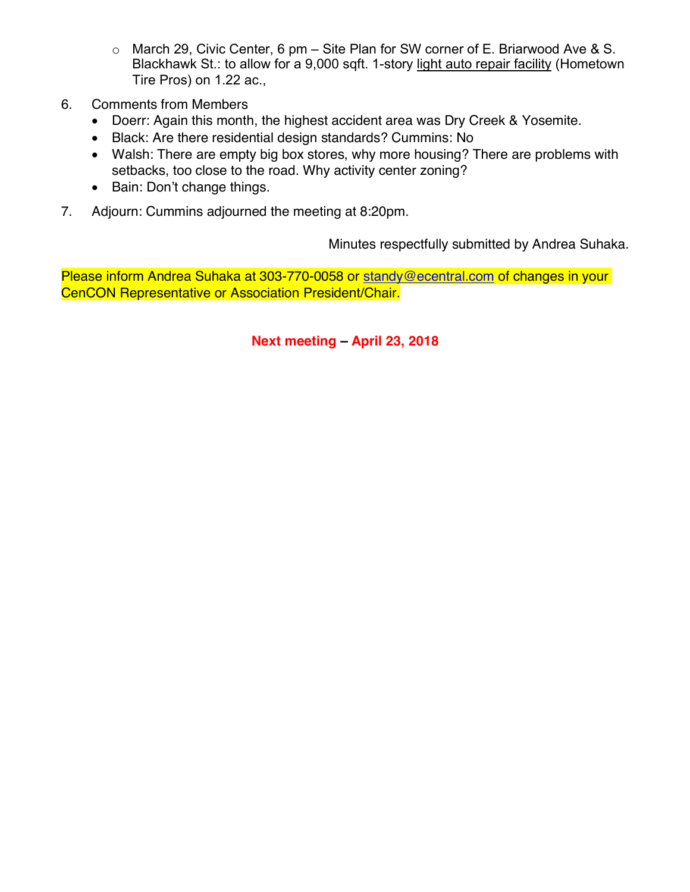- March 29, Civic Center, 6 pm – Site Plan for SW corner of E. Briarwood Ave & S. Blackhawk St.: to allow for a 9,000 sqft. 1-story light auto repair facility (Hometown Tire Pros) on 1.22 ac.,

6. Comments from Members
   - Doerr: Again this month, the highest accident area was Dry Creek & Yosemite.
   - Black: Are there residential design standards? Cummins: No
   - Walsh: There are empty big box stores, why more housing? There are problems with setbacks, too close to the road. Why activity center zoning?
   - Bain: Don't change things.

7. Adjourn: Cummins adjourned the meeting at 8:20pm.

Minutes respectfully submitted by Andrea Suhaka.

Please inform Andrea Suhaka at 303-770-0058 or standy@ecentral.com of changes in your CenCON Representative or Association President/Chair.

**Next meeting – April 23, 2018**